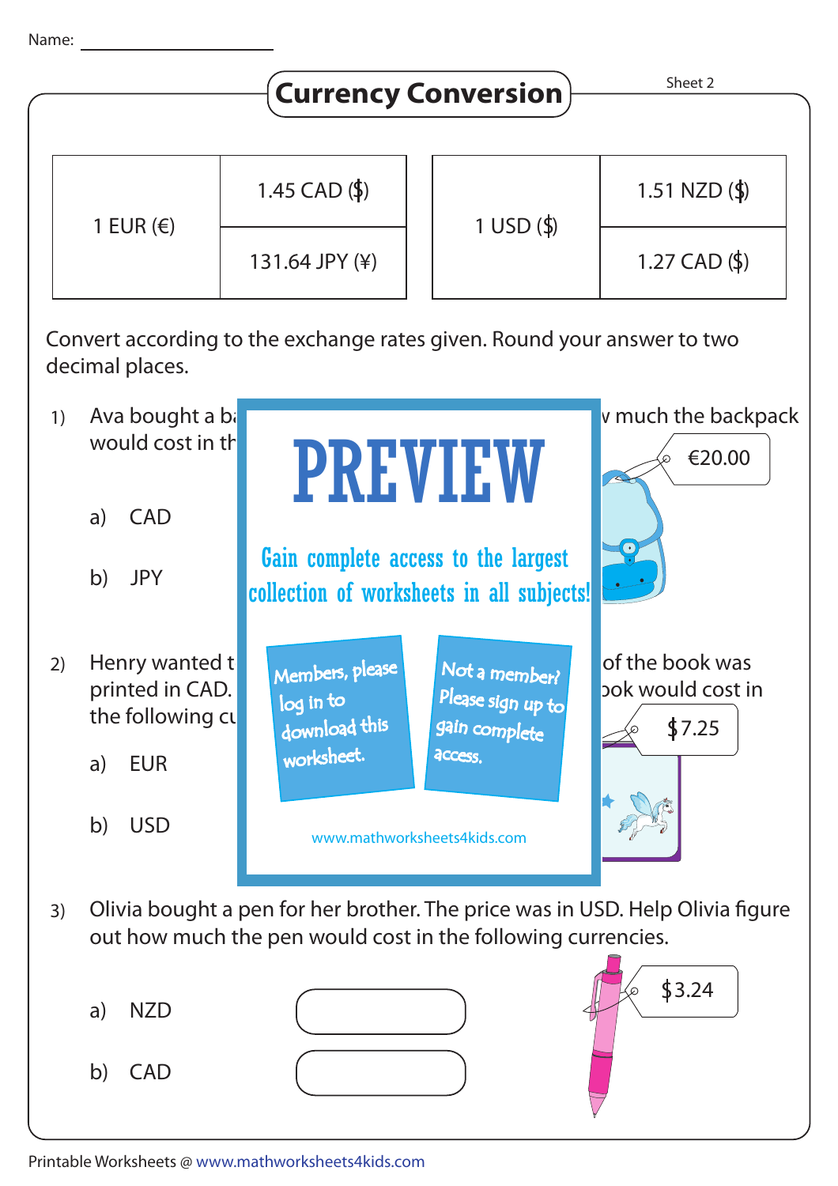Name: ____________________

# Currency Conversion

Sheet 2

| 1 EUR (€) | 1.45 CAD ($) |
|---|---|
| | 131.64 JPY (¥) |

| 1 USD ($) | 1.51 NZD ($) |
|---|---|
| | 1.27 CAD ($) |

Convert according to the exchange rates given. Round your answer to two decimal places.

1) Ava bought a ba... much the backpack would cost in th...

€20.00

a) CAD

b) JPY

2) Henry wanted t... of the book was printed in CAD. ... ook would cost in the following cu...

$7.25

a) EUR

b) USD

PREVIEW

Gain complete access to the largest collection of worksheets in all subjects!

Members, please log in to download this worksheet.

Not a member? Please sign up to gain complete access.

www.mathworksheets4kids.com

3) Olivia bought a pen for her brother. The price was in USD. Help Olivia figure out how much the pen would cost in the following currencies.

$3.24

a) NZD

b) CAD

Printable Worksheets @ www.mathworksheets4kids.com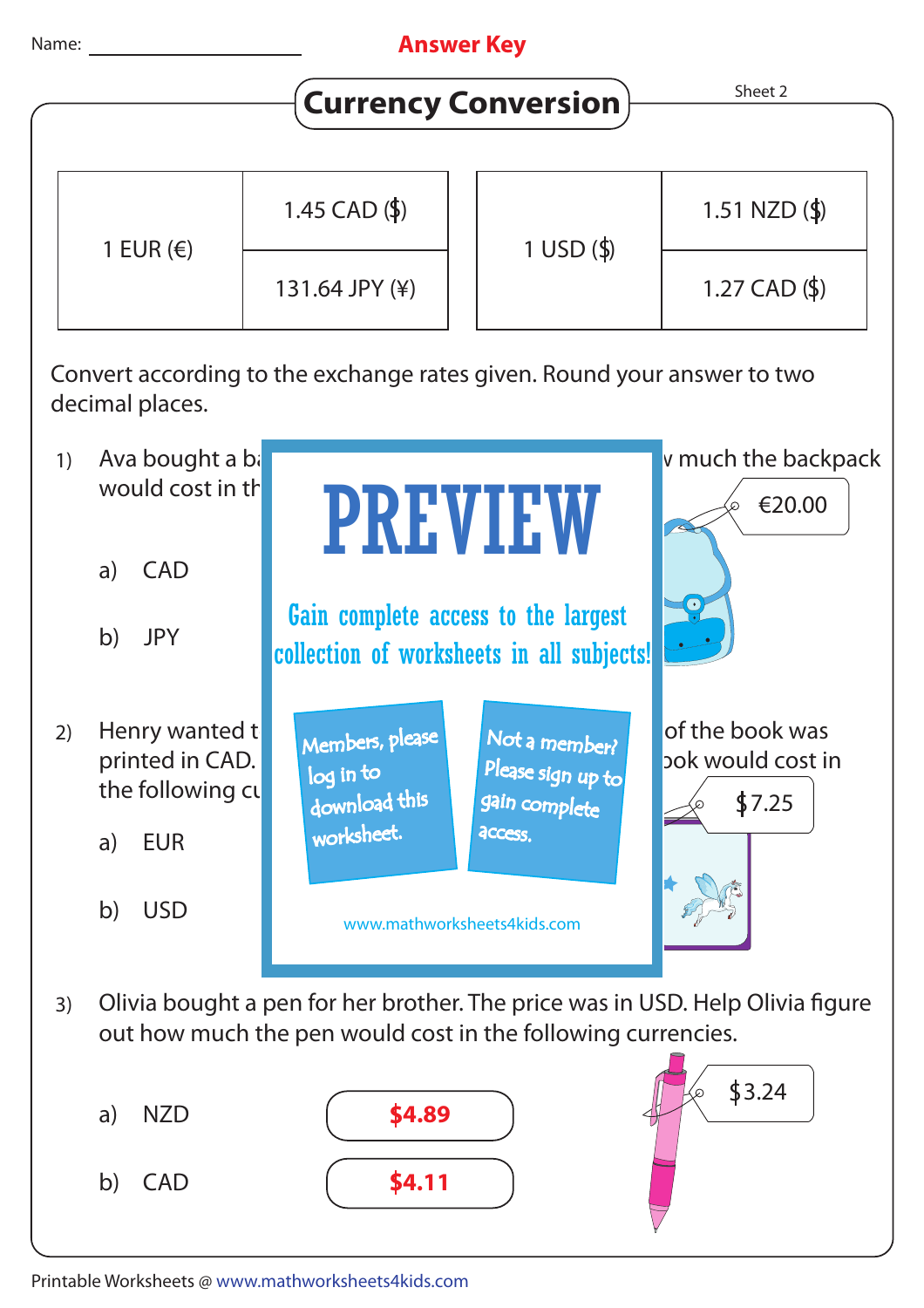Name: ____________________

**Answer Key**

# Currency Conversion

Sheet 2

| | | | | |
|---|---|---|---|---|
| 1 EUR (€) | 1.45 CAD ($) | | 1 USD ($) | 1.51 NZD ($) |
| | 131.64 JPY (¥) | | | 1.27 CAD ($) |

Convert according to the exchange rates given. Round your answer to two decimal places.

1) Ava bought a ba... much the backpack would cost in th...

€20.00

a) CAD

b) JPY

PREVIEW

Gain complete access to the largest collection of worksheets in all subjects!

Members, please log in to download this worksheet.

Not a member? Please sign up to gain complete access.

www.mathworksheets4kids.com

2) Henry wanted t... of the book was printed in CAD. ...ook would cost in the following cu...

$7.25

a) EUR

b) USD

3) Olivia bought a pen for her brother. The price was in USD. Help Olivia figure out how much the pen would cost in the following currencies.

$3.24

a) NZD **$4.89**

b) CAD **$4.11**

Printable Worksheets @ www.mathworksheets4kids.com